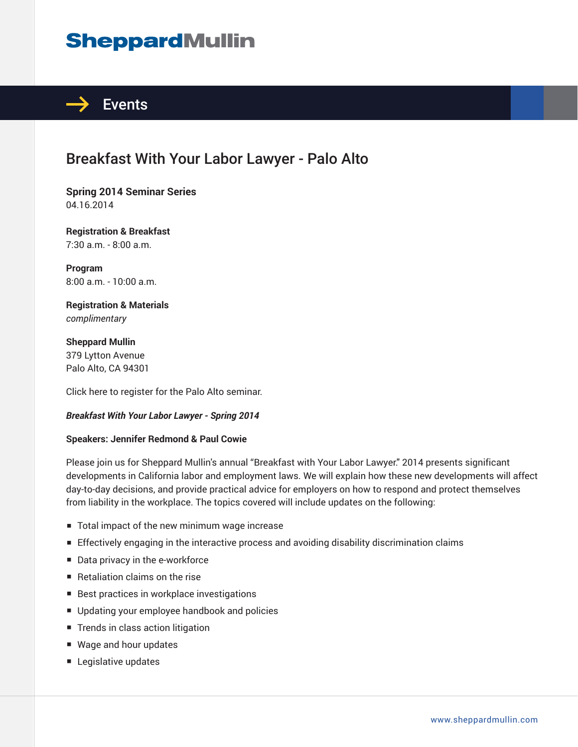SheppardMullin

Events

# Breakfast With Your Labor Lawyer - Palo Alto

**Spring 2014 Seminar Series**
04.16.2014

**Registration & Breakfast**
7:30 a.m. - 8:00 a.m.

**Program**
8:00 a.m. - 10:00 a.m.

**Registration & Materials**
*complimentary*

**Sheppard Mullin**
379 Lytton Avenue
Palo Alto, CA 94301

Click here to register for the Palo Alto seminar.

***Breakfast With Your Labor Lawyer - Spring 2014***

**Speakers: Jennifer Redmond & Paul Cowie**

Please join us for Sheppard Mullin's annual "Breakfast with Your Labor Lawyer." 2014 presents significant developments in California labor and employment laws. We will explain how these new developments will affect day-to-day decisions, and provide practical advice for employers on how to respond and protect themselves from liability in the workplace. The topics covered will include updates on the following:

- Total impact of the new minimum wage increase
- Effectively engaging in the interactive process and avoiding disability discrimination claims
- Data privacy in the e-workforce
- Retaliation claims on the rise
- Best practices in workplace investigations
- Updating your employee handbook and policies
- Trends in class action litigation
- Wage and hour updates
- Legislative updates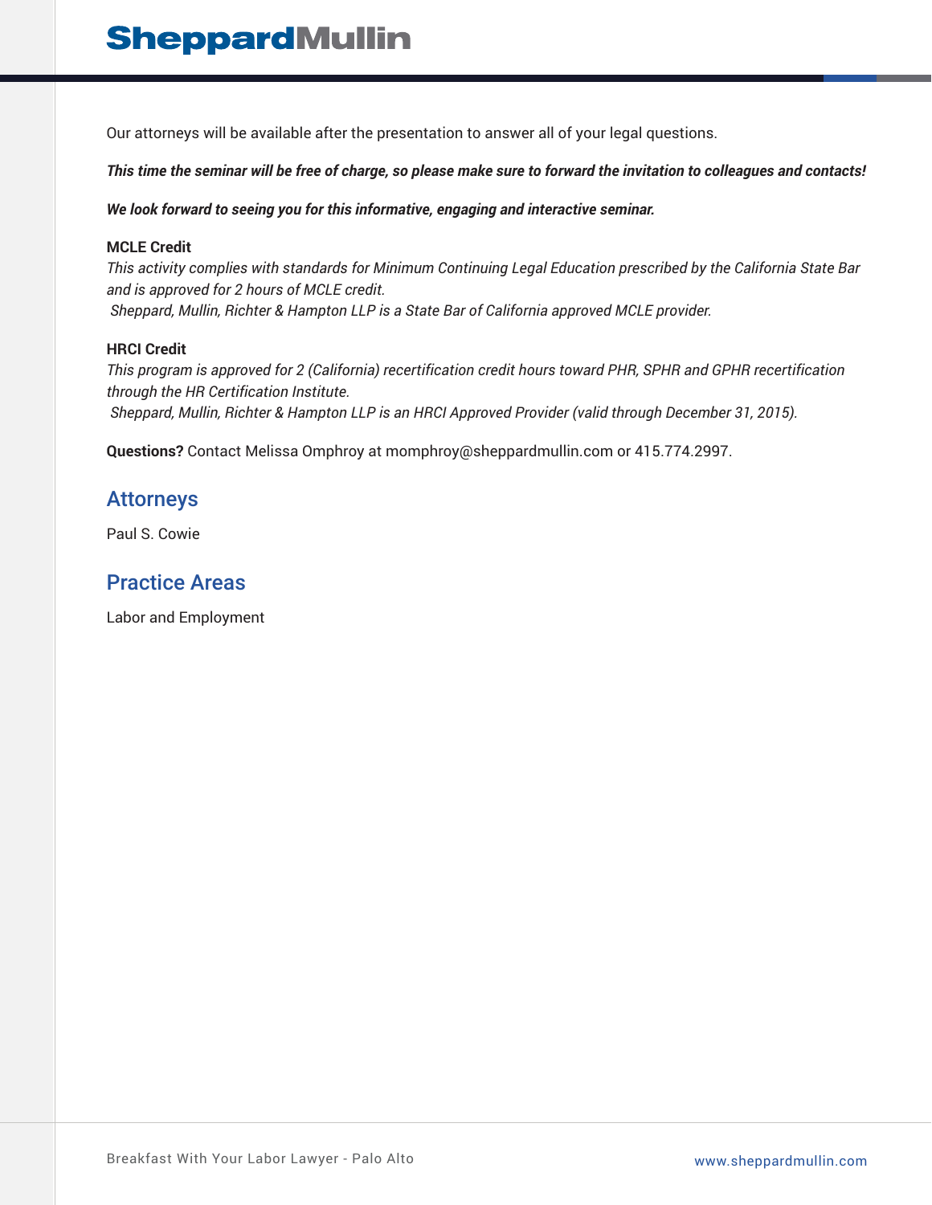Our attorneys will be available after the presentation to answer all of your legal questions.

***This time the seminar will be free of charge, so please make sure to forward the invitation to colleagues and contacts!***

***We look forward to seeing you for this informative, engaging and interactive seminar.***

**MCLE Credit**

*This activity complies with standards for Minimum Continuing Legal Education prescribed by the California State Bar and is approved for 2 hours of MCLE credit.*

*Sheppard, Mullin, Richter & Hampton LLP is a State Bar of California approved MCLE provider.*

**HRCI Credit**

*This program is approved for 2 (California) recertification credit hours toward PHR, SPHR and GPHR recertification through the HR Certification Institute.*

*Sheppard, Mullin, Richter & Hampton LLP is an HRCI Approved Provider (valid through December 31, 2015).*

**Questions?** Contact Melissa Omphroy at momphroy@sheppardmullin.com or 415.774.2997.

## Attorneys

Paul S. Cowie

## Practice Areas

Labor and Employment